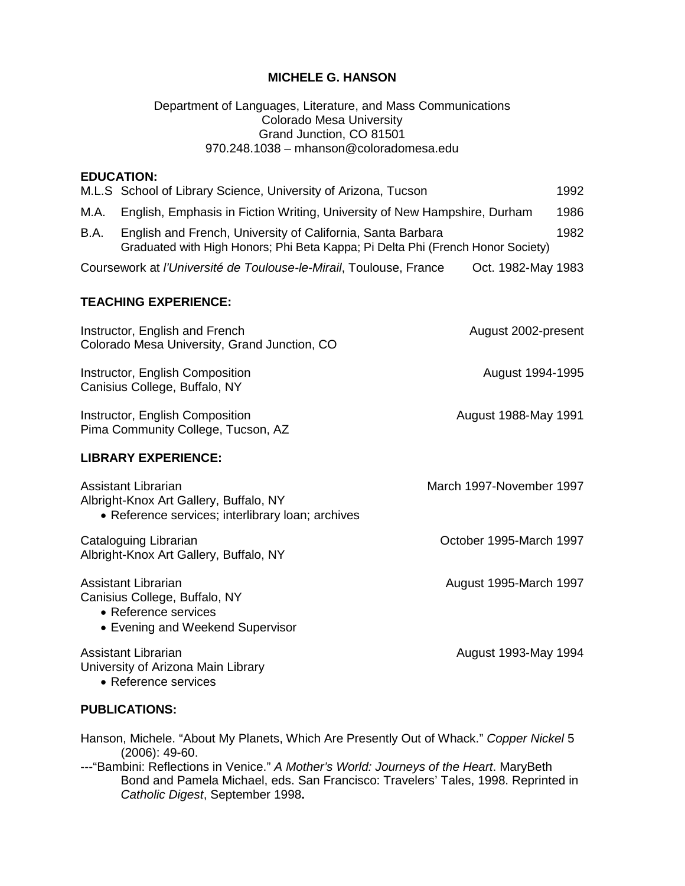# MICHELE G. HANSON

Department of Languages, Literature, and Mass Communications
Colorado Mesa University
Grand Junction, CO 81501
970.248.1038 – mhanson@coloradomesa.edu

## EDUCATION:

M.L.S School of Library Science, University of Arizona, Tucson — 1992

M.A. English, Emphasis in Fiction Writing, University of New Hampshire, Durham — 1986

B.A. English and French, University of California, Santa Barbara — 1982
Graduated with High Honors; Phi Beta Kappa; Pi Delta Phi (French Honor Society)

Coursework at *l'Université de Toulouse-le-Mirail*, Toulouse, France — Oct. 1982-May 1983

## TEACHING EXPERIENCE:

Instructor, English and French — August 2002-present
Colorado Mesa University, Grand Junction, CO

Instructor, English Composition — August 1994-1995
Canisius College, Buffalo, NY

Instructor, English Composition — August 1988-May 1991
Pima Community College, Tucson, AZ

## LIBRARY EXPERIENCE:

Assistant Librarian — March 1997-November 1997
Albright-Knox Art Gallery, Buffalo, NY
- Reference services; interlibrary loan; archives

Cataloguing Librarian — October 1995-March 1997
Albright-Knox Art Gallery, Buffalo, NY

Assistant Librarian — August 1995-March 1997
Canisius College, Buffalo, NY
- Reference services
- Evening and Weekend Supervisor

Assistant Librarian — August 1993-May 1994
University of Arizona Main Library
- Reference services

## PUBLICATIONS:

Hanson, Michele. "About My Planets, Which Are Presently Out of Whack." *Copper Nickel* 5 (2006): 49-60.

---"Bambini: Reflections in Venice." *A Mother's World: Journeys of the Heart*. MaryBeth Bond and Pamela Michael, eds. San Francisco: Travelers' Tales, 1998. Reprinted in *Catholic Digest*, September 1998**.**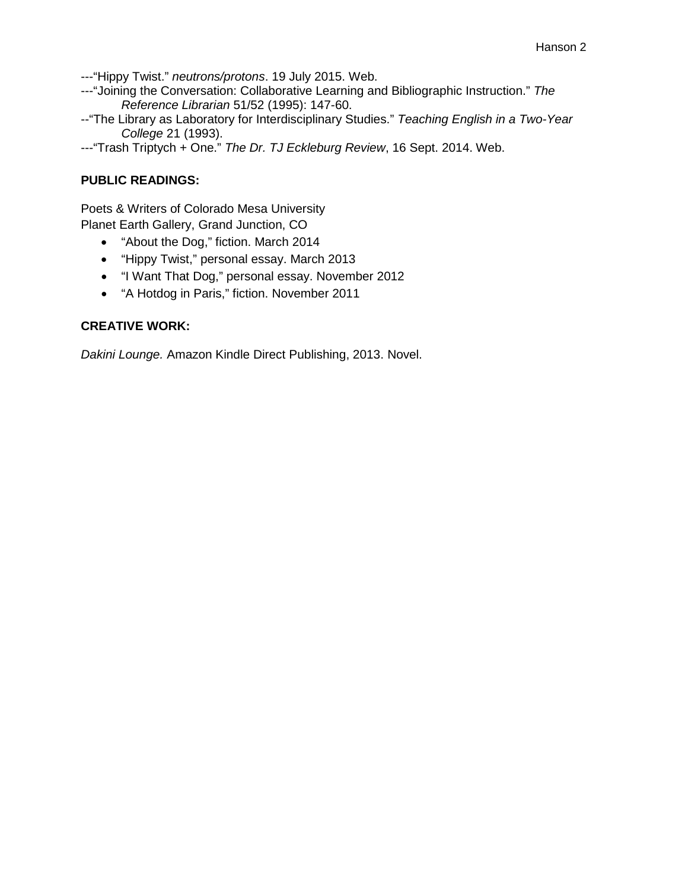---"Hippy Twist." *neutrons/protons*. 19 July 2015. Web.

---"Joining the Conversation: Collaborative Learning and Bibliographic Instruction." *The Reference Librarian* 51/52 (1995): 147-60.

--"The Library as Laboratory for Interdisciplinary Studies." *Teaching English in a Two-Year College* 21 (1993).

---"Trash Triptych + One." *The Dr. TJ Eckleburg Review*, 16 Sept. 2014. Web.

**PUBLIC READINGS:**

Poets & Writers of Colorado Mesa University
Planet Earth Gallery, Grand Junction, CO

- "About the Dog," fiction. March 2014
- "Hippy Twist," personal essay. March 2013
- "I Want That Dog," personal essay. November 2012
- "A Hotdog in Paris," fiction. November 2011

**CREATIVE WORK:**

*Dakini Lounge.* Amazon Kindle Direct Publishing, 2013. Novel.